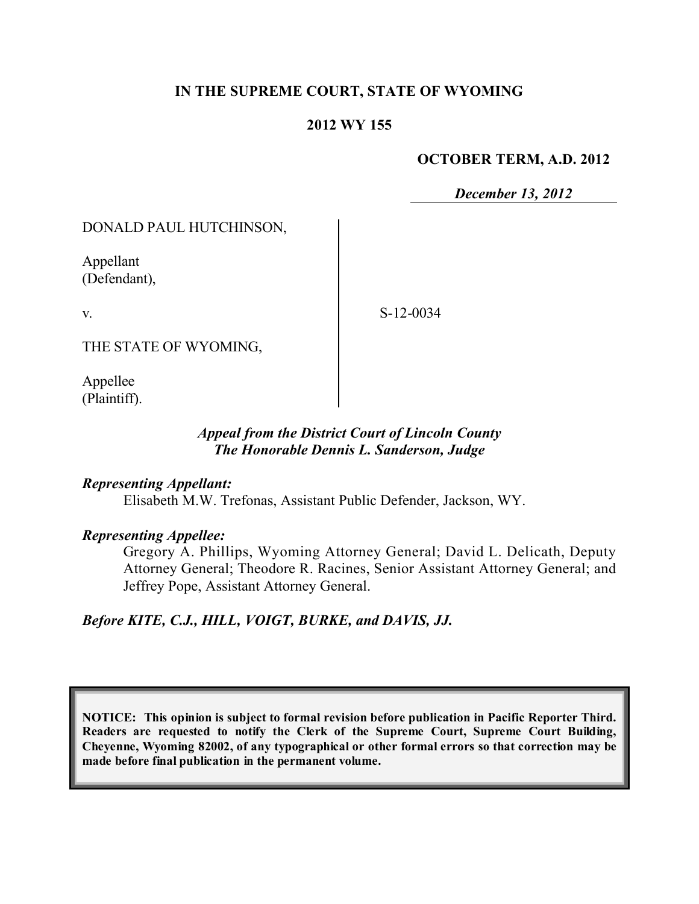**IN THE SUPREME COURT, STATE OF WYOMING**

**2012 WY 155**

**OCTOBER TERM, A.D. 2012**

***December 13, 2012***

DONALD PAUL HUTCHINSON,

Appellant
(Defendant),

v.

S-12-0034

THE STATE OF WYOMING,

Appellee
(Plaintiff).

***Appeal from the District Court of Lincoln County***
***The Honorable Dennis L. Sanderson, Judge***

***Representing Appellant:***

Elisabeth M.W. Trefonas, Assistant Public Defender, Jackson, WY.

***Representing Appellee:***

Gregory A. Phillips, Wyoming Attorney General; David L. Delicath, Deputy Attorney General; Theodore R. Racines, Senior Assistant Attorney General; and Jeffrey Pope, Assistant Attorney General.

***Before KITE, C.J., HILL, VOIGT, BURKE, and DAVIS, JJ.***

**NOTICE: This opinion is subject to formal revision before publication in Pacific Reporter Third. Readers are requested to notify the Clerk of the Supreme Court, Supreme Court Building, Cheyenne, Wyoming 82002, of any typographical or other formal errors so that correction may be made before final publication in the permanent volume.**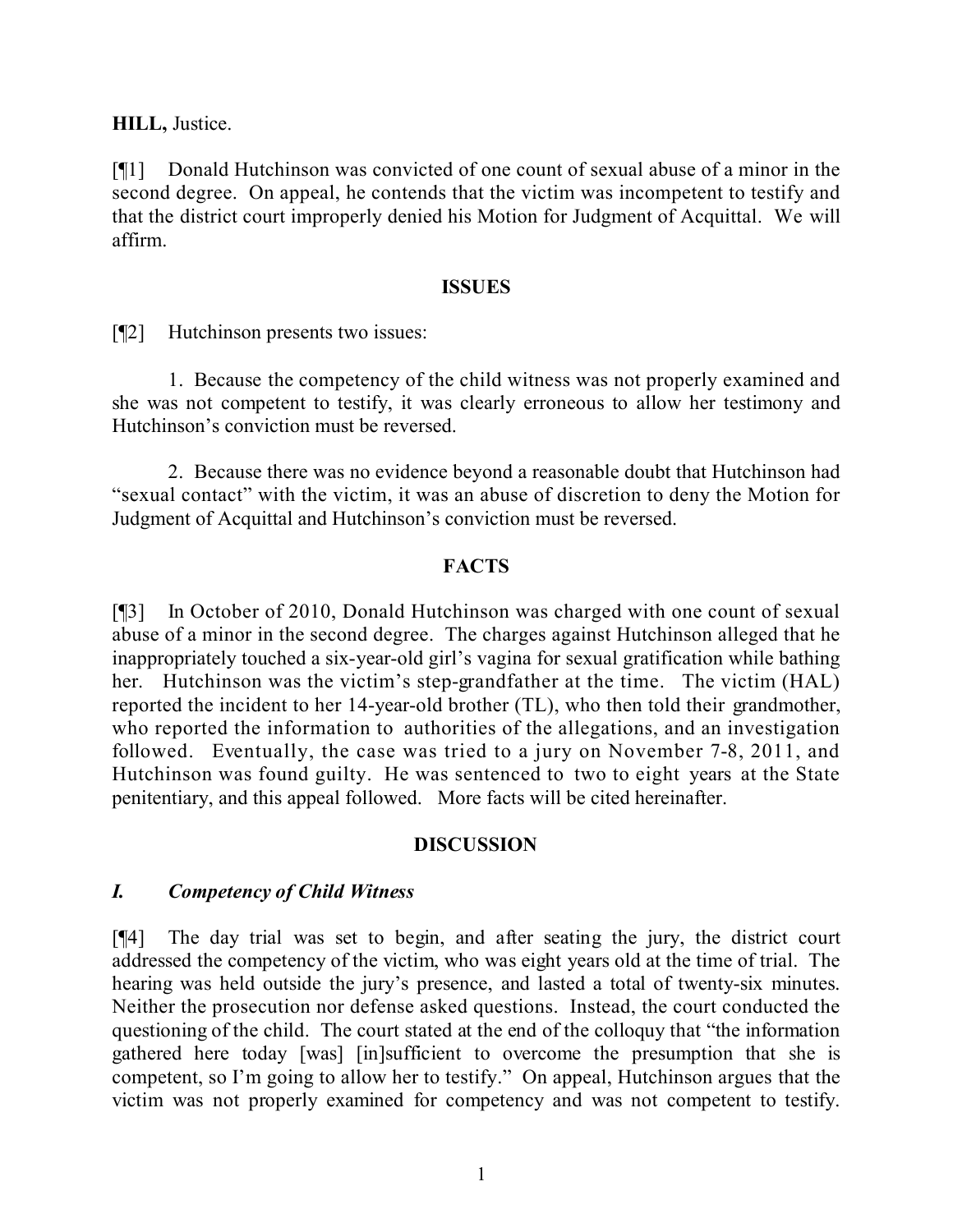**HILL,** Justice.

[¶1] Donald Hutchinson was convicted of one count of sexual abuse of a minor in the second degree. On appeal, he contends that the victim was incompetent to testify and that the district court improperly denied his Motion for Judgment of Acquittal. We will affirm.

## ISSUES

[¶2] Hutchinson presents two issues:

1. Because the competency of the child witness was not properly examined and she was not competent to testify, it was clearly erroneous to allow her testimony and Hutchinson's conviction must be reversed.

2. Because there was no evidence beyond a reasonable doubt that Hutchinson had "sexual contact" with the victim, it was an abuse of discretion to deny the Motion for Judgment of Acquittal and Hutchinson's conviction must be reversed.

## FACTS

[¶3] In October of 2010, Donald Hutchinson was charged with one count of sexual abuse of a minor in the second degree. The charges against Hutchinson alleged that he inappropriately touched a six-year-old girl's vagina for sexual gratification while bathing her. Hutchinson was the victim's step-grandfather at the time. The victim (HAL) reported the incident to her 14-year-old brother (TL), who then told their grandmother, who reported the information to authorities of the allegations, and an investigation followed. Eventually, the case was tried to a jury on November 7-8, 2011, and Hutchinson was found guilty. He was sentenced to two to eight years at the State penitentiary, and this appeal followed. More facts will be cited hereinafter.

## DISCUSSION

### *I. Competency of Child Witness*

[¶4] The day trial was set to begin, and after seating the jury, the district court addressed the competency of the victim, who was eight years old at the time of trial. The hearing was held outside the jury's presence, and lasted a total of twenty-six minutes. Neither the prosecution nor defense asked questions. Instead, the court conducted the questioning of the child. The court stated at the end of the colloquy that "the information gathered here today [was] [in]sufficient to overcome the presumption that she is competent, so I'm going to allow her to testify." On appeal, Hutchinson argues that the victim was not properly examined for competency and was not competent to testify.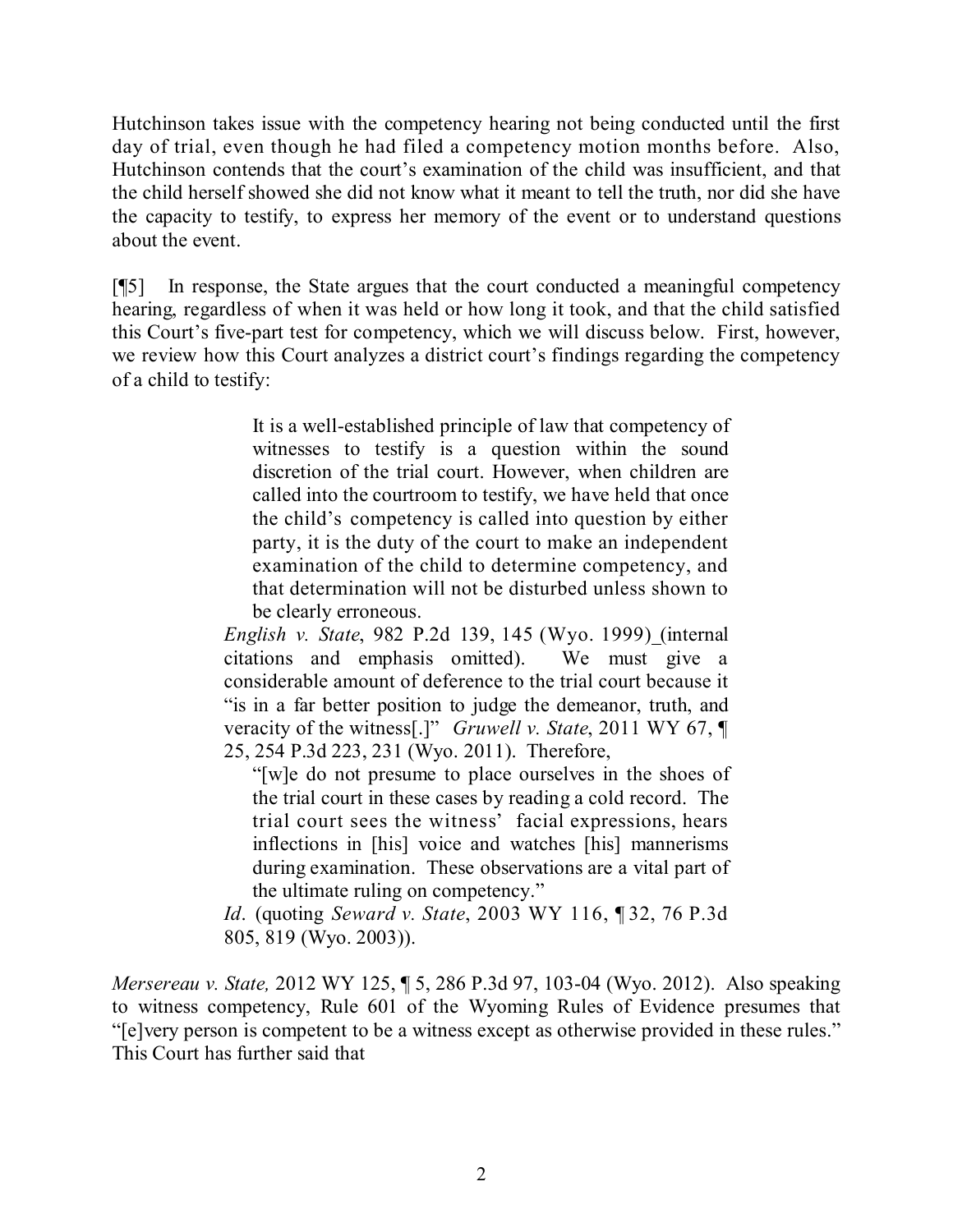Hutchinson takes issue with the competency hearing not being conducted until the first day of trial, even though he had filed a competency motion months before. Also, Hutchinson contends that the court's examination of the child was insufficient, and that the child herself showed she did not know what it meant to tell the truth, nor did she have the capacity to testify, to express her memory of the event or to understand questions about the event.

[¶5] In response, the State argues that the court conducted a meaningful competency hearing, regardless of when it was held or how long it took, and that the child satisfied this Court's five-part test for competency, which we will discuss below. First, however, we review how this Court analyzes a district court's findings regarding the competency of a child to testify:

> It is a well-established principle of law that competency of witnesses to testify is a question within the sound discretion of the trial court. However, when children are called into the courtroom to testify, we have held that once the child's competency is called into question by either party, it is the duty of the court to make an independent examination of the child to determine competency, and that determination will not be disturbed unless shown to be clearly erroneous.
>
> *English v. State*, 982 P.2d 139, 145 (Wyo. 1999) (internal citations and emphasis omitted). We must give a considerable amount of deference to the trial court because it "is in a far better position to judge the demeanor, truth, and veracity of the witness[.]" *Gruwell v. State*, 2011 WY 67, ¶ 25, 254 P.3d 223, 231 (Wyo. 2011). Therefore,
>
> > "[w]e do not presume to place ourselves in the shoes of the trial court in these cases by reading a cold record. The trial court sees the witness' facial expressions, hears inflections in [his] voice and watches [his] mannerisms during examination. These observations are a vital part of the ultimate ruling on competency."
>
> *Id*. (quoting *Seward v. State*, 2003 WY 116, ¶ 32, 76 P.3d 805, 819 (Wyo. 2003)).

*Mersereau v. State,* 2012 WY 125, ¶ 5, 286 P.3d 97, 103-04 (Wyo. 2012). Also speaking to witness competency, Rule 601 of the Wyoming Rules of Evidence presumes that "[e]very person is competent to be a witness except as otherwise provided in these rules." This Court has further said that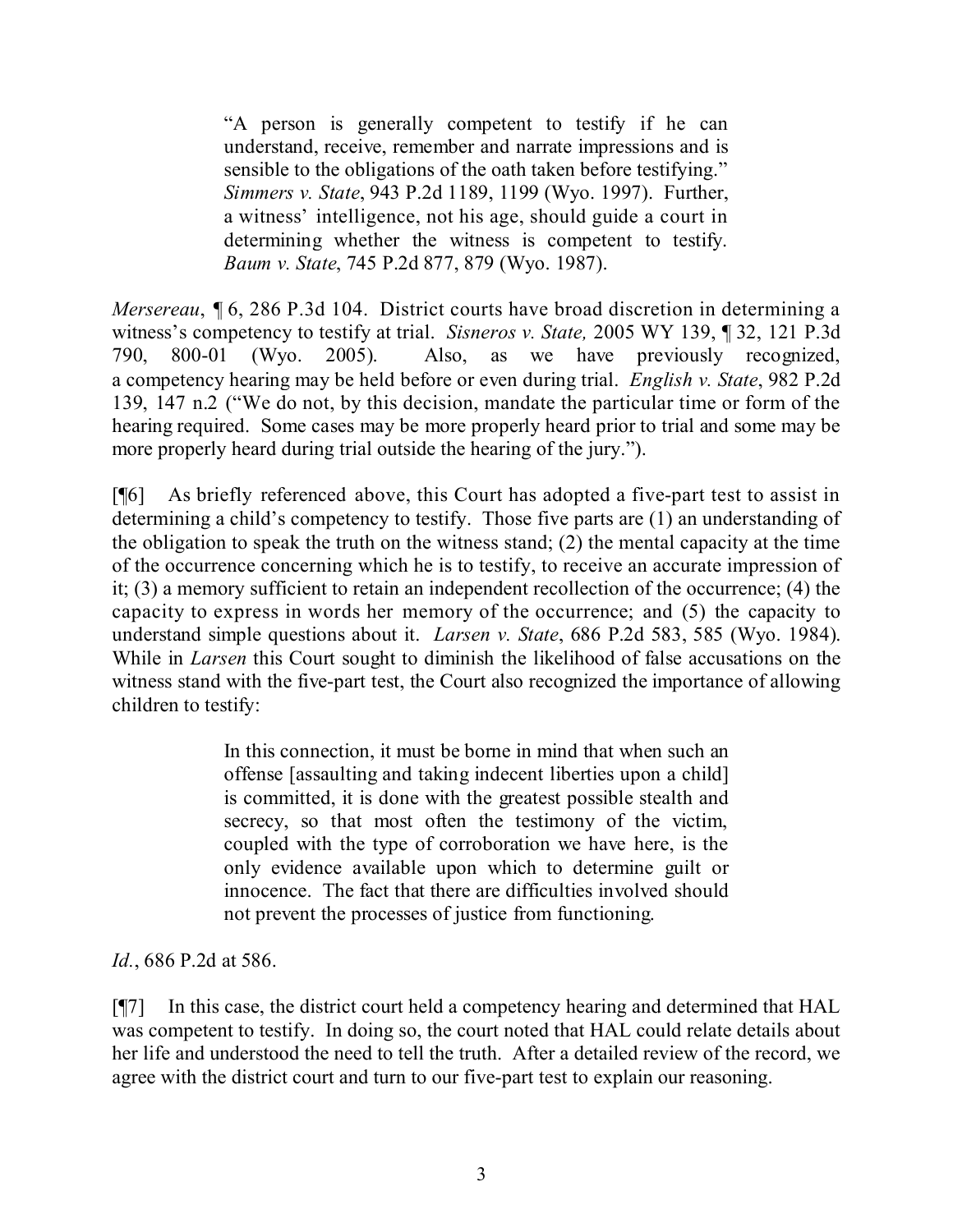> "A person is generally competent to testify if he can understand, receive, remember and narrate impressions and is sensible to the obligations of the oath taken before testifying." *Simmers v. State*, 943 P.2d 1189, 1199 (Wyo. 1997). Further, a witness' intelligence, not his age, should guide a court in determining whether the witness is competent to testify. *Baum v. State*, 745 P.2d 877, 879 (Wyo. 1987).

*Mersereau*, ¶ 6, 286 P.3d 104. District courts have broad discretion in determining a witness's competency to testify at trial. *Sisneros v. State,* 2005 WY 139, ¶ 32, 121 P.3d 790, 800-01 (Wyo. 2005). Also, as we have previously recognized, a competency hearing may be held before or even during trial. *English v. State*, 982 P.2d 139, 147 n.2 ("We do not, by this decision, mandate the particular time or form of the hearing required. Some cases may be more properly heard prior to trial and some may be more properly heard during trial outside the hearing of the jury.").

[¶6] As briefly referenced above, this Court has adopted a five-part test to assist in determining a child's competency to testify. Those five parts are (1) an understanding of the obligation to speak the truth on the witness stand; (2) the mental capacity at the time of the occurrence concerning which he is to testify, to receive an accurate impression of it; (3) a memory sufficient to retain an independent recollection of the occurrence; (4) the capacity to express in words her memory of the occurrence; and (5) the capacity to understand simple questions about it. *Larsen v. State*, 686 P.2d 583, 585 (Wyo. 1984). While in *Larsen* this Court sought to diminish the likelihood of false accusations on the witness stand with the five-part test, the Court also recognized the importance of allowing children to testify:

> In this connection, it must be borne in mind that when such an offense [assaulting and taking indecent liberties upon a child] is committed, it is done with the greatest possible stealth and secrecy, so that most often the testimony of the victim, coupled with the type of corroboration we have here, is the only evidence available upon which to determine guilt or innocence. The fact that there are difficulties involved should not prevent the processes of justice from functioning.

*Id.*, 686 P.2d at 586.

[¶7] In this case, the district court held a competency hearing and determined that HAL was competent to testify. In doing so, the court noted that HAL could relate details about her life and understood the need to tell the truth. After a detailed review of the record, we agree with the district court and turn to our five-part test to explain our reasoning.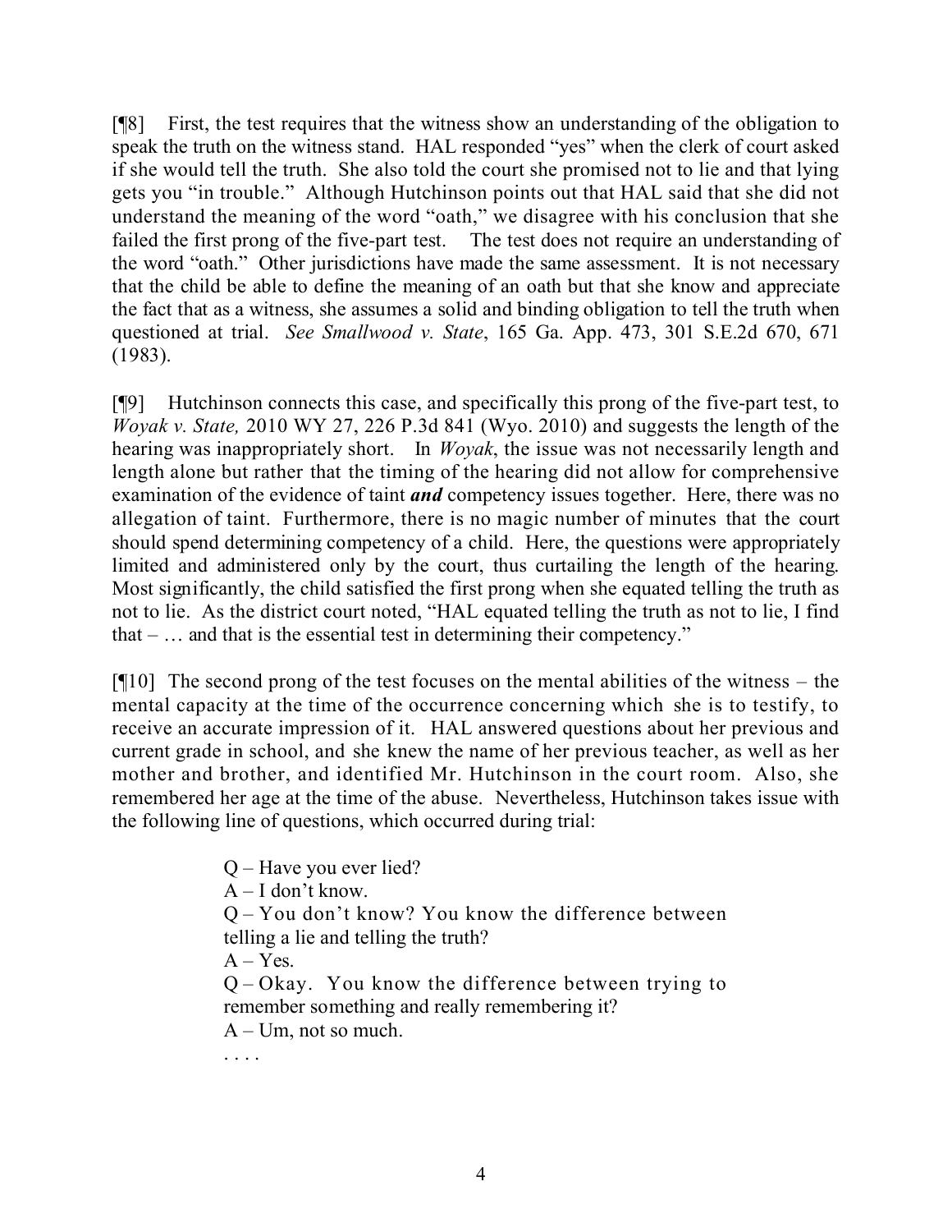[¶8] First, the test requires that the witness show an understanding of the obligation to speak the truth on the witness stand. HAL responded "yes" when the clerk of court asked if she would tell the truth. She also told the court she promised not to lie and that lying gets you "in trouble." Although Hutchinson points out that HAL said that she did not understand the meaning of the word "oath," we disagree with his conclusion that she failed the first prong of the five-part test. The test does not require an understanding of the word "oath." Other jurisdictions have made the same assessment. It is not necessary that the child be able to define the meaning of an oath but that she know and appreciate the fact that as a witness, she assumes a solid and binding obligation to tell the truth when questioned at trial. *See Smallwood v. State*, 165 Ga. App. 473, 301 S.E.2d 670, 671 (1983).

[¶9] Hutchinson connects this case, and specifically this prong of the five-part test, to *Woyak v. State,* 2010 WY 27, 226 P.3d 841 (Wyo. 2010) and suggests the length of the hearing was inappropriately short. In *Woyak*, the issue was not necessarily length and length alone but rather that the timing of the hearing did not allow for comprehensive examination of the evidence of taint ***and*** competency issues together. Here, there was no allegation of taint. Furthermore, there is no magic number of minutes that the court should spend determining competency of a child. Here, the questions were appropriately limited and administered only by the court, thus curtailing the length of the hearing. Most significantly, the child satisfied the first prong when she equated telling the truth as not to lie. As the district court noted, "HAL equated telling the truth as not to lie, I find that – … and that is the essential test in determining their competency."

[¶10] The second prong of the test focuses on the mental abilities of the witness – the mental capacity at the time of the occurrence concerning which she is to testify, to receive an accurate impression of it. HAL answered questions about her previous and current grade in school, and she knew the name of her previous teacher, as well as her mother and brother, and identified Mr. Hutchinson in the court room. Also, she remembered her age at the time of the abuse. Nevertheless, Hutchinson takes issue with the following line of questions, which occurred during trial:

> Q – Have you ever lied?
> A – I don't know.
> Q – You don't know? You know the difference between telling a lie and telling the truth?
> A – Yes.
> Q – Okay. You know the difference between trying to remember something and really remembering it?
> A – Um, not so much.
> . . . .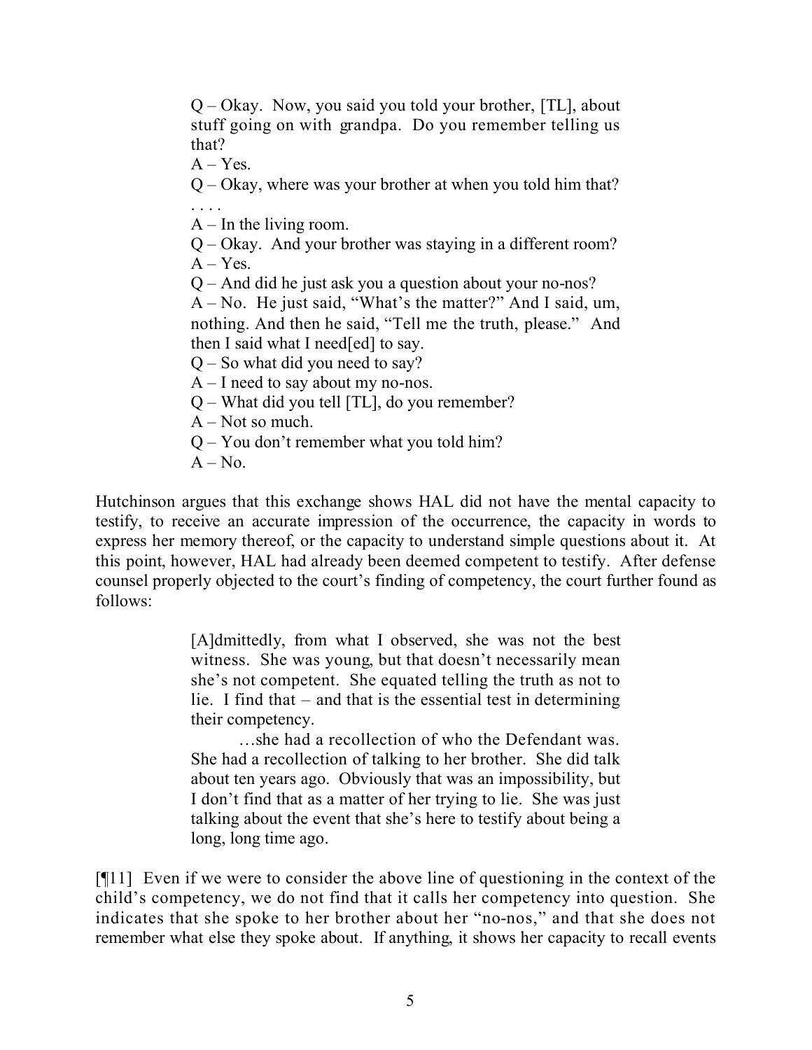> Q – Okay. Now, you said you told your brother, [TL], about stuff going on with grandpa. Do you remember telling us that?
>
> A – Yes.
>
> Q – Okay, where was your brother at when you told him that?
>
> . . . .
>
> A – In the living room.
>
> Q – Okay. And your brother was staying in a different room?
>
> A – Yes.
>
> Q – And did he just ask you a question about your no-nos?
>
> A – No. He just said, "What's the matter?" And I said, um, nothing. And then he said, "Tell me the truth, please." And then I said what I need[ed] to say.
>
> Q – So what did you need to say?
>
> A – I need to say about my no-nos.
>
> Q – What did you tell [TL], do you remember?
>
> A – Not so much.
>
> Q – You don't remember what you told him?
>
> A – No.

Hutchinson argues that this exchange shows HAL did not have the mental capacity to testify, to receive an accurate impression of the occurrence, the capacity in words to express her memory thereof, or the capacity to understand simple questions about it. At this point, however, HAL had already been deemed competent to testify. After defense counsel properly objected to the court's finding of competency, the court further found as follows:

> [A]dmittedly, from what I observed, she was not the best witness. She was young, but that doesn't necessarily mean she's not competent. She equated telling the truth as not to lie. I find that – and that is the essential test in determining their competency.
>
> …she had a recollection of who the Defendant was. She had a recollection of talking to her brother. She did talk about ten years ago. Obviously that was an impossibility, but I don't find that as a matter of her trying to lie. She was just talking about the event that she's here to testify about being a long, long time ago.

[¶11] Even if we were to consider the above line of questioning in the context of the child's competency, we do not find that it calls her competency into question. She indicates that she spoke to her brother about her "no-nos," and that she does not remember what else they spoke about. If anything, it shows her capacity to recall events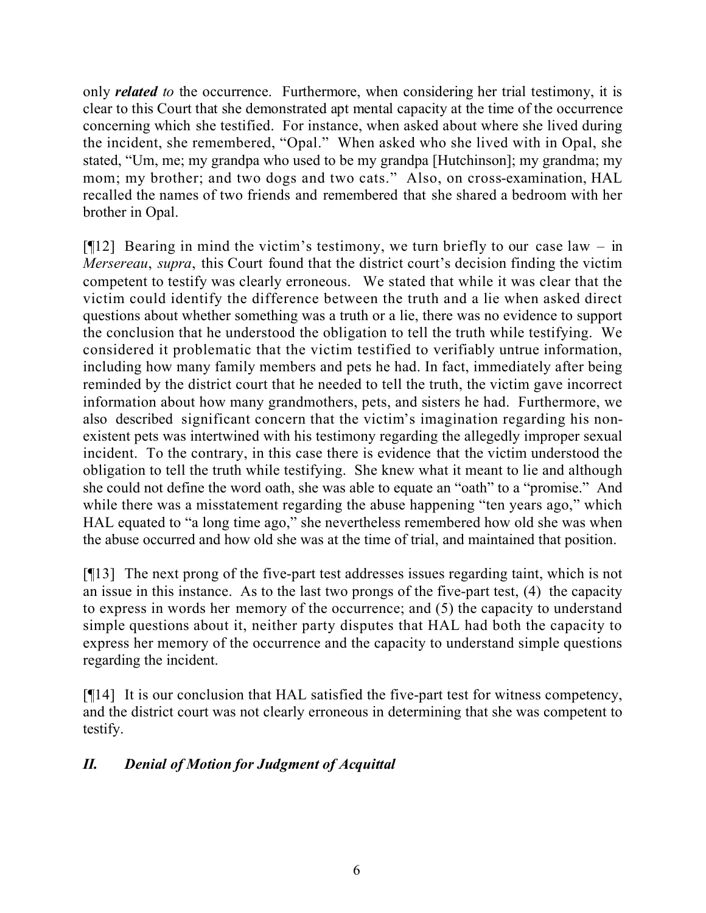only ***related** to* the occurrence. Furthermore, when considering her trial testimony, it is clear to this Court that she demonstrated apt mental capacity at the time of the occurrence concerning which she testified. For instance, when asked about where she lived during the incident, she remembered, "Opal." When asked who she lived with in Opal, she stated, "Um, me; my grandpa who used to be my grandpa [Hutchinson]; my grandma; my mom; my brother; and two dogs and two cats." Also, on cross-examination, HAL recalled the names of two friends and remembered that she shared a bedroom with her brother in Opal.

[¶12] Bearing in mind the victim's testimony, we turn briefly to our case law – in *Mersereau*, *supra*, this Court found that the district court's decision finding the victim competent to testify was clearly erroneous. We stated that while it was clear that the victim could identify the difference between the truth and a lie when asked direct questions about whether something was a truth or a lie, there was no evidence to support the conclusion that he understood the obligation to tell the truth while testifying. We considered it problematic that the victim testified to verifiably untrue information, including how many family members and pets he had. In fact, immediately after being reminded by the district court that he needed to tell the truth, the victim gave incorrect information about how many grandmothers, pets, and sisters he had. Furthermore, we also described significant concern that the victim's imagination regarding his non-existent pets was intertwined with his testimony regarding the allegedly improper sexual incident. To the contrary, in this case there is evidence that the victim understood the obligation to tell the truth while testifying. She knew what it meant to lie and although she could not define the word oath, she was able to equate an "oath" to a "promise." And while there was a misstatement regarding the abuse happening "ten years ago," which HAL equated to "a long time ago," she nevertheless remembered how old she was when the abuse occurred and how old she was at the time of trial, and maintained that position.

[¶13] The next prong of the five-part test addresses issues regarding taint, which is not an issue in this instance. As to the last two prongs of the five-part test, (4) the capacity to express in words her memory of the occurrence; and (5) the capacity to understand simple questions about it, neither party disputes that HAL had both the capacity to express her memory of the occurrence and the capacity to understand simple questions regarding the incident.

[¶14] It is our conclusion that HAL satisfied the five-part test for witness competency, and the district court was not clearly erroneous in determining that she was competent to testify.

## *II. Denial of Motion for Judgment of Acquittal*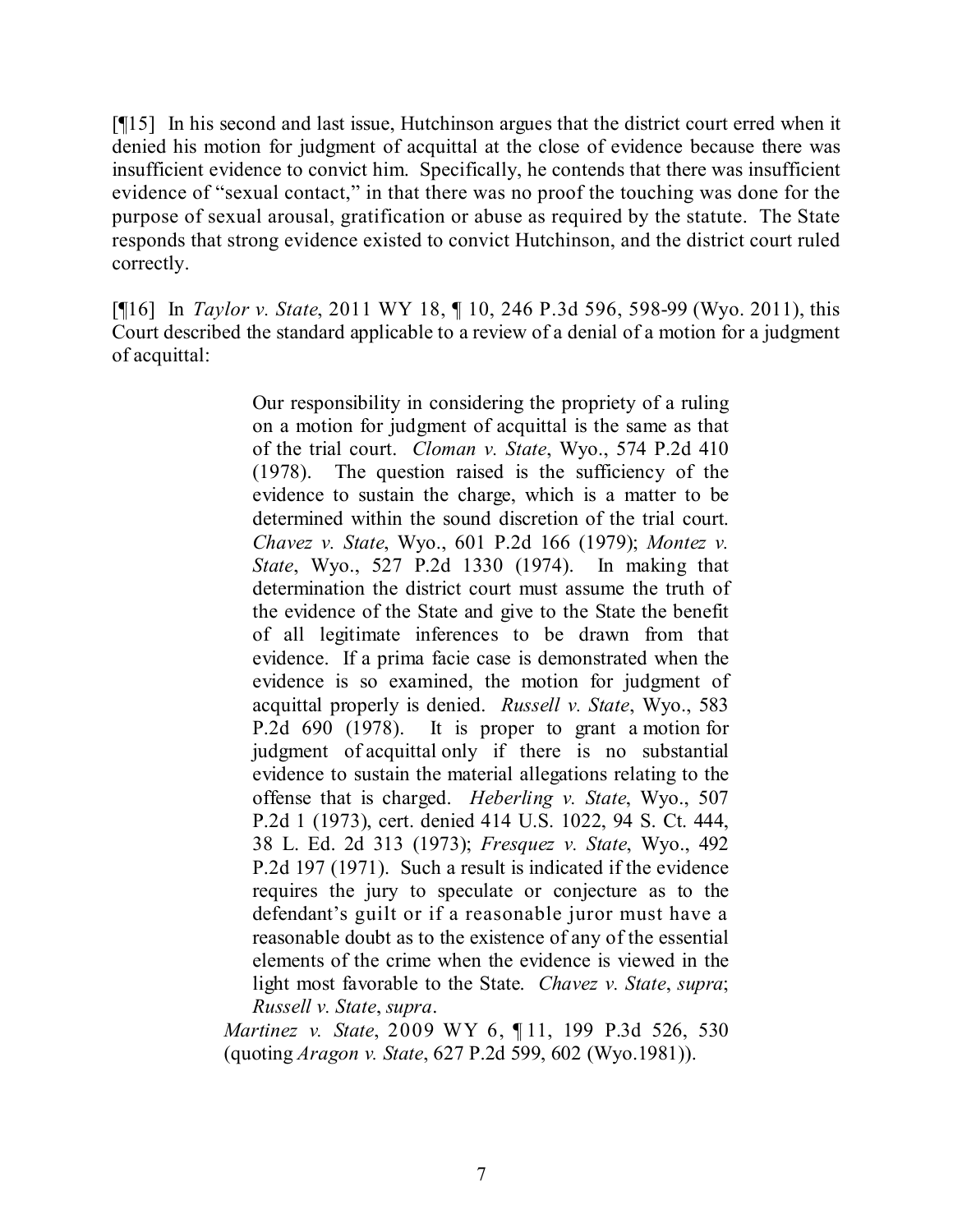[¶15] In his second and last issue, Hutchinson argues that the district court erred when it denied his motion for judgment of acquittal at the close of evidence because there was insufficient evidence to convict him. Specifically, he contends that there was insufficient evidence of "sexual contact," in that there was no proof the touching was done for the purpose of sexual arousal, gratification or abuse as required by the statute. The State responds that strong evidence existed to convict Hutchinson, and the district court ruled correctly.

[¶16] In *Taylor v. State*, 2011 WY 18, ¶ 10, 246 P.3d 596, 598-99 (Wyo. 2011), this Court described the standard applicable to a review of a denial of a motion for a judgment of acquittal:

> Our responsibility in considering the propriety of a ruling on a motion for judgment of acquittal is the same as that of the trial court. *Cloman v. State*, Wyo., 574 P.2d 410 (1978). The question raised is the sufficiency of the evidence to sustain the charge, which is a matter to be determined within the sound discretion of the trial court. *Chavez v. State*, Wyo., 601 P.2d 166 (1979); *Montez v. State*, Wyo., 527 P.2d 1330 (1974). In making that determination the district court must assume the truth of the evidence of the State and give to the State the benefit of all legitimate inferences to be drawn from that evidence. If a prima facie case is demonstrated when the evidence is so examined, the motion for judgment of acquittal properly is denied. *Russell v. State*, Wyo., 583 P.2d 690 (1978). It is proper to grant a motion for judgment of acquittal only if there is no substantial evidence to sustain the material allegations relating to the offense that is charged. *Heberling v. State*, Wyo., 507 P.2d 1 (1973), cert. denied 414 U.S. 1022, 94 S. Ct. 444, 38 L. Ed. 2d 313 (1973); *Fresquez v. State*, Wyo., 492 P.2d 197 (1971). Such a result is indicated if the evidence requires the jury to speculate or conjecture as to the defendant's guilt or if a reasonable juror must have a reasonable doubt as to the existence of any of the essential elements of the crime when the evidence is viewed in the light most favorable to the State. *Chavez v. State*, *supra*; *Russell v. State*, *supra*.
>
> *Martinez v. State*, 2009 WY 6, ¶ 11, 199 P.3d 526, 530 (quoting *Aragon v. State*, 627 P.2d 599, 602 (Wyo.1981)).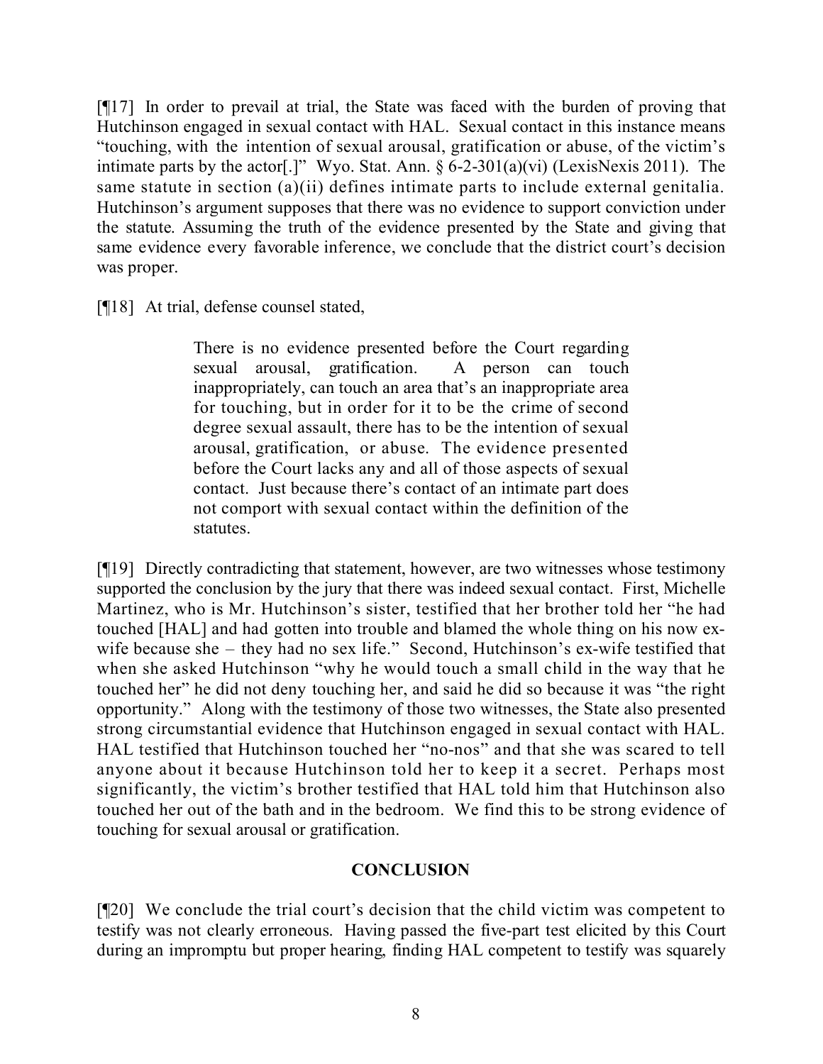[¶17] In order to prevail at trial, the State was faced with the burden of proving that Hutchinson engaged in sexual contact with HAL. Sexual contact in this instance means "touching, with the intention of sexual arousal, gratification or abuse, of the victim's intimate parts by the actor[.]" Wyo. Stat. Ann. § 6-2-301(a)(vi) (LexisNexis 2011). The same statute in section (a)(ii) defines intimate parts to include external genitalia. Hutchinson's argument supposes that there was no evidence to support conviction under the statute. Assuming the truth of the evidence presented by the State and giving that same evidence every favorable inference, we conclude that the district court's decision was proper.

[¶18] At trial, defense counsel stated,

> There is no evidence presented before the Court regarding sexual arousal, gratification. A person can touch inappropriately, can touch an area that's an inappropriate area for touching, but in order for it to be the crime of second degree sexual assault, there has to be the intention of sexual arousal, gratification, or abuse. The evidence presented before the Court lacks any and all of those aspects of sexual contact. Just because there's contact of an intimate part does not comport with sexual contact within the definition of the statutes.

[¶19] Directly contradicting that statement, however, are two witnesses whose testimony supported the conclusion by the jury that there was indeed sexual contact. First, Michelle Martinez, who is Mr. Hutchinson's sister, testified that her brother told her "he had touched [HAL] and had gotten into trouble and blamed the whole thing on his now ex-wife because she – they had no sex life." Second, Hutchinson's ex-wife testified that when she asked Hutchinson "why he would touch a small child in the way that he touched her" he did not deny touching her, and said he did so because it was "the right opportunity." Along with the testimony of those two witnesses, the State also presented strong circumstantial evidence that Hutchinson engaged in sexual contact with HAL. HAL testified that Hutchinson touched her "no-nos" and that she was scared to tell anyone about it because Hutchinson told her to keep it a secret. Perhaps most significantly, the victim's brother testified that HAL told him that Hutchinson also touched her out of the bath and in the bedroom. We find this to be strong evidence of touching for sexual arousal or gratification.

## CONCLUSION

[¶20] We conclude the trial court's decision that the child victim was competent to testify was not clearly erroneous. Having passed the five-part test elicited by this Court during an impromptu but proper hearing, finding HAL competent to testify was squarely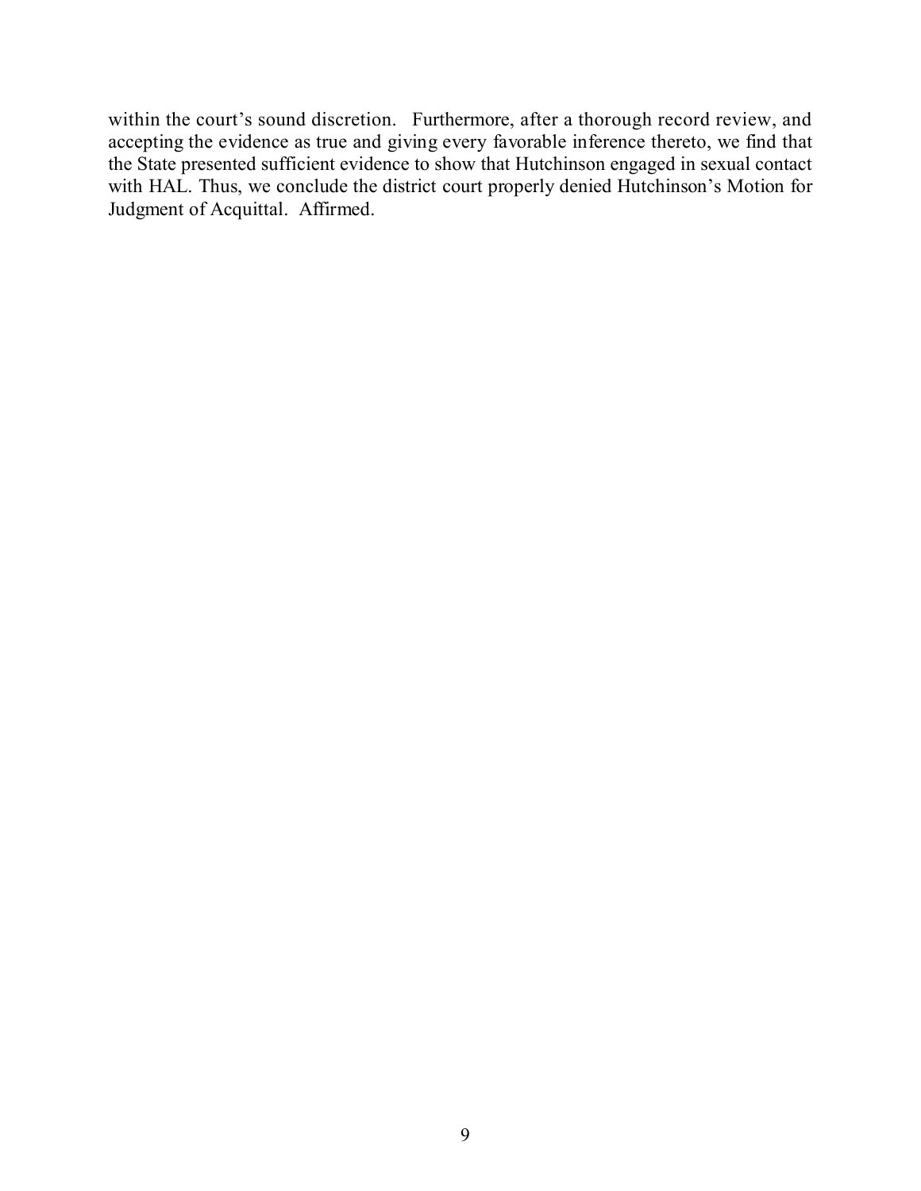within the court's sound discretion. Furthermore, after a thorough record review, and accepting the evidence as true and giving every favorable inference thereto, we find that the State presented sufficient evidence to show that Hutchinson engaged in sexual contact with HAL. Thus, we conclude the district court properly denied Hutchinson's Motion for Judgment of Acquittal. Affirmed.